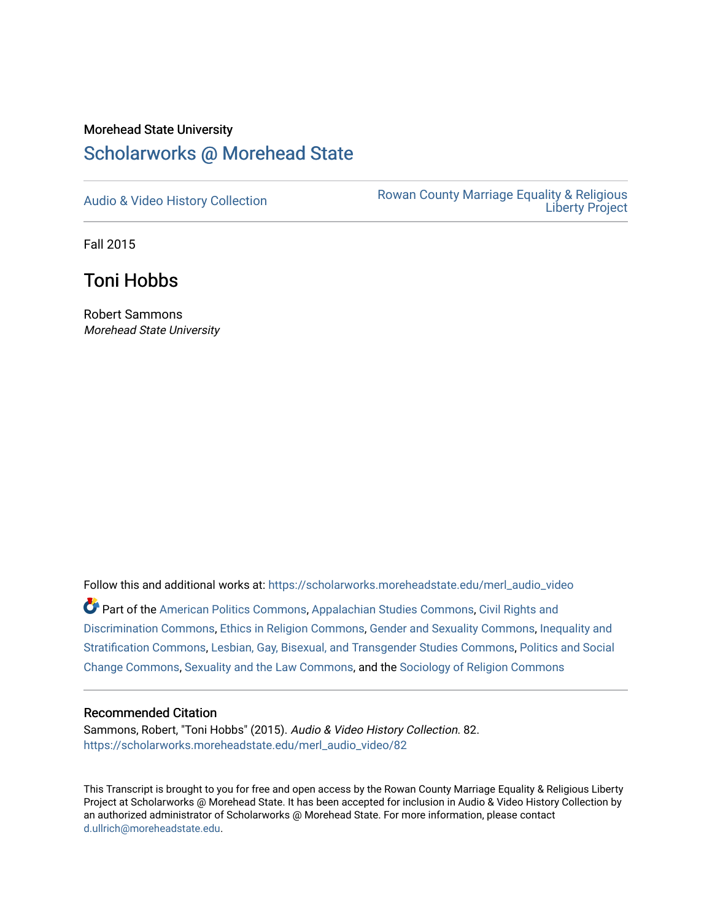Morehead State University

# Scholarworks @ Morehead State

Audio & Video History Collection

Rowan County Marriage Equality & Religious Liberty Project

Fall 2015

## Toni Hobbs

Robert Sammons
*Morehead State University*

Follow this and additional works at: https://scholarworks.moreheadstate.edu/merl_audio_video

Part of the American Politics Commons, Appalachian Studies Commons, Civil Rights and Discrimination Commons, Ethics in Religion Commons, Gender and Sexuality Commons, Inequality and Stratification Commons, Lesbian, Gay, Bisexual, and Transgender Studies Commons, Politics and Social Change Commons, Sexuality and the Law Commons, and the Sociology of Religion Commons

### Recommended Citation

Sammons, Robert, "Toni Hobbs" (2015). *Audio & Video History Collection*. 82.
https://scholarworks.moreheadstate.edu/merl_audio_video/82

This Transcript is brought to you for free and open access by the Rowan County Marriage Equality & Religious Liberty Project at Scholarworks @ Morehead State. It has been accepted for inclusion in Audio & Video History Collection by an authorized administrator of Scholarworks @ Morehead State. For more information, please contact d.ullrich@moreheadstate.edu.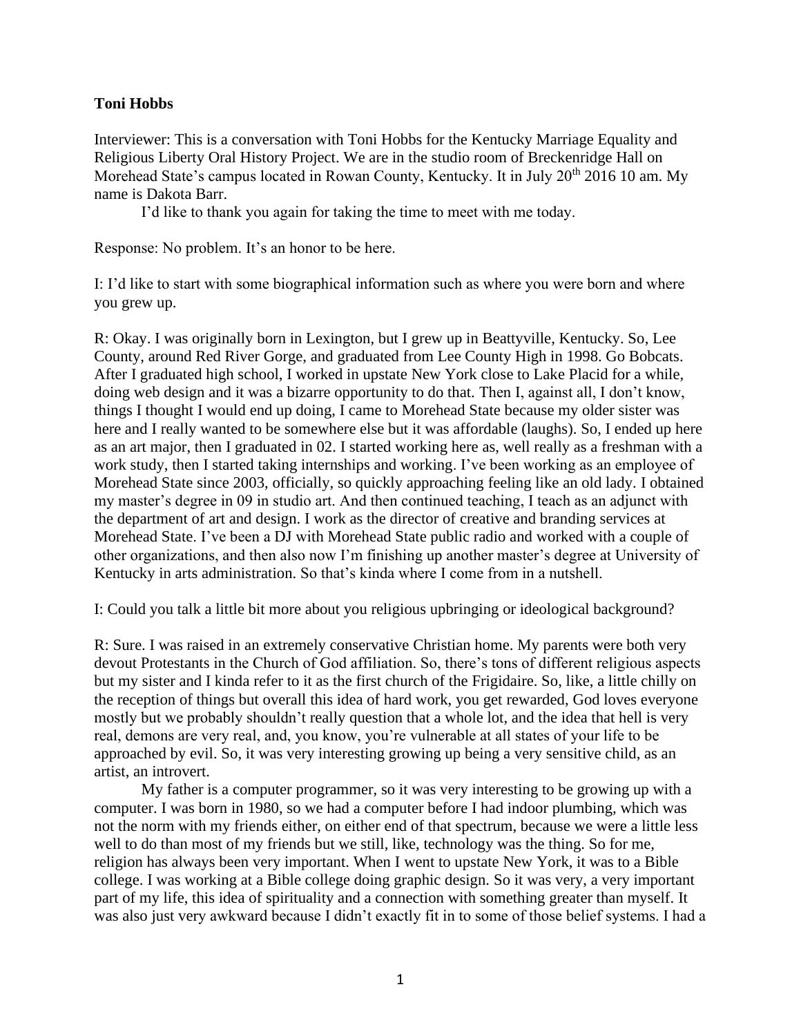**Toni Hobbs**

Interviewer: This is a conversation with Toni Hobbs for the Kentucky Marriage Equality and Religious Liberty Oral History Project. We are in the studio room of Breckenridge Hall on Morehead State's campus located in Rowan County, Kentucky. It in July 20th 2016 10 am. My name is Dakota Barr.

I'd like to thank you again for taking the time to meet with me today.

Response: No problem. It's an honor to be here.

I: I'd like to start with some biographical information such as where you were born and where you grew up.

R: Okay. I was originally born in Lexington, but I grew up in Beattyville, Kentucky. So, Lee County, around Red River Gorge, and graduated from Lee County High in 1998. Go Bobcats. After I graduated high school, I worked in upstate New York close to Lake Placid for a while, doing web design and it was a bizarre opportunity to do that. Then I, against all, I don't know, things I thought I would end up doing, I came to Morehead State because my older sister was here and I really wanted to be somewhere else but it was affordable (laughs). So, I ended up here as an art major, then I graduated in 02. I started working here as, well really as a freshman with a work study, then I started taking internships and working. I've been working as an employee of Morehead State since 2003, officially, so quickly approaching feeling like an old lady. I obtained my master's degree in 09 in studio art. And then continued teaching, I teach as an adjunct with the department of art and design. I work as the director of creative and branding services at Morehead State. I've been a DJ with Morehead State public radio and worked with a couple of other organizations, and then also now I'm finishing up another master's degree at University of Kentucky in arts administration. So that's kinda where I come from in a nutshell.

I: Could you talk a little bit more about you religious upbringing or ideological background?

R: Sure. I was raised in an extremely conservative Christian home. My parents were both very devout Protestants in the Church of God affiliation. So, there's tons of different religious aspects but my sister and I kinda refer to it as the first church of the Frigidaire. So, like, a little chilly on the reception of things but overall this idea of hard work, you get rewarded, God loves everyone mostly but we probably shouldn't really question that a whole lot, and the idea that hell is very real, demons are very real, and, you know, you're vulnerable at all states of your life to be approached by evil. So, it was very interesting growing up being a very sensitive child, as an artist, an introvert.

My father is a computer programmer, so it was very interesting to be growing up with a computer. I was born in 1980, so we had a computer before I had indoor plumbing, which was not the norm with my friends either, on either end of that spectrum, because we were a little less well to do than most of my friends but we still, like, technology was the thing. So for me, religion has always been very important. When I went to upstate New York, it was to a Bible college. I was working at a Bible college doing graphic design. So it was very, a very important part of my life, this idea of spirituality and a connection with something greater than myself. It was also just very awkward because I didn't exactly fit in to some of those belief systems. I had a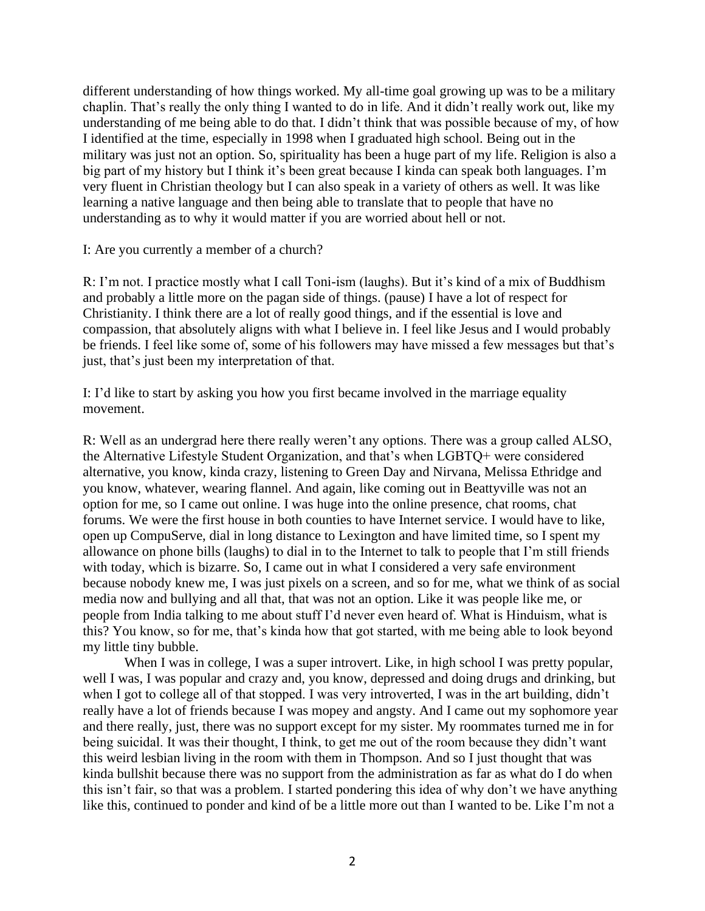different understanding of how things worked. My all-time goal growing up was to be a military chaplin. That's really the only thing I wanted to do in life. And it didn't really work out, like my understanding of me being able to do that. I didn't think that was possible because of my, of how I identified at the time, especially in 1998 when I graduated high school. Being out in the military was just not an option. So, spirituality has been a huge part of my life. Religion is also a big part of my history but I think it's been great because I kinda can speak both languages. I'm very fluent in Christian theology but I can also speak in a variety of others as well. It was like learning a native language and then being able to translate that to people that have no understanding as to why it would matter if you are worried about hell or not.

I: Are you currently a member of a church?

R: I'm not. I practice mostly what I call Toni-ism (laughs). But it's kind of a mix of Buddhism and probably a little more on the pagan side of things. (pause) I have a lot of respect for Christianity. I think there are a lot of really good things, and if the essential is love and compassion, that absolutely aligns with what I believe in. I feel like Jesus and I would probably be friends. I feel like some of, some of his followers may have missed a few messages but that's just, that's just been my interpretation of that.

I: I'd like to start by asking you how you first became involved in the marriage equality movement.

R: Well as an undergrad here there really weren't any options. There was a group called ALSO, the Alternative Lifestyle Student Organization, and that's when LGBTQ+ were considered alternative, you know, kinda crazy, listening to Green Day and Nirvana, Melissa Ethridge and you know, whatever, wearing flannel. And again, like coming out in Beattyville was not an option for me, so I came out online. I was huge into the online presence, chat rooms, chat forums. We were the first house in both counties to have Internet service. I would have to like, open up CompuServe, dial in long distance to Lexington and have limited time, so I spent my allowance on phone bills (laughs) to dial in to the Internet to talk to people that I'm still friends with today, which is bizarre. So, I came out in what I considered a very safe environment because nobody knew me, I was just pixels on a screen, and so for me, what we think of as social media now and bullying and all that, that was not an option. Like it was people like me, or people from India talking to me about stuff I'd never even heard of. What is Hinduism, what is this? You know, so for me, that's kinda how that got started, with me being able to look beyond my little tiny bubble.

When I was in college, I was a super introvert. Like, in high school I was pretty popular, well I was, I was popular and crazy and, you know, depressed and doing drugs and drinking, but when I got to college all of that stopped. I was very introverted, I was in the art building, didn't really have a lot of friends because I was mopey and angsty. And I came out my sophomore year and there really, just, there was no support except for my sister. My roommates turned me in for being suicidal. It was their thought, I think, to get me out of the room because they didn't want this weird lesbian living in the room with them in Thompson. And so I just thought that was kinda bullshit because there was no support from the administration as far as what do I do when this isn't fair, so that was a problem. I started pondering this idea of why don't we have anything like this, continued to ponder and kind of be a little more out than I wanted to be. Like I'm not a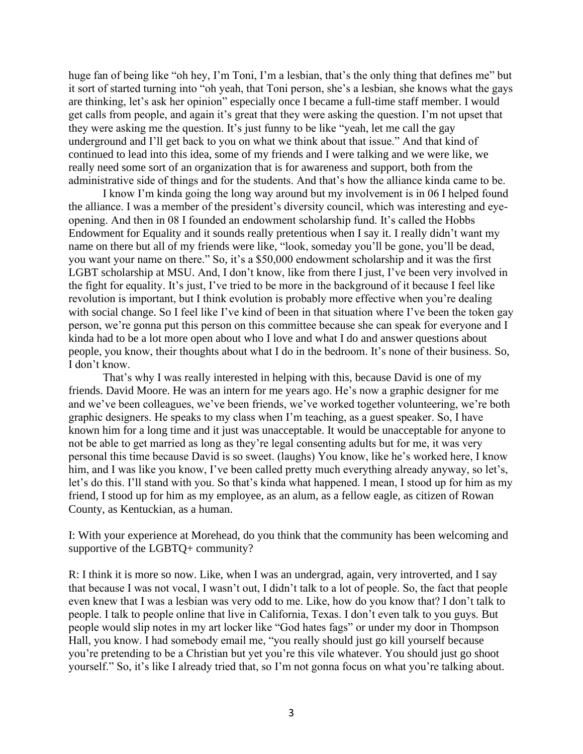huge fan of being like "oh hey, I'm Toni, I'm a lesbian, that's the only thing that defines me" but it sort of started turning into "oh yeah, that Toni person, she's a lesbian, she knows what the gays are thinking, let's ask her opinion" especially once I became a full-time staff member. I would get calls from people, and again it's great that they were asking the question. I'm not upset that they were asking me the question. It's just funny to be like "yeah, let me call the gay underground and I'll get back to you on what we think about that issue." And that kind of continued to lead into this idea, some of my friends and I were talking and we were like, we really need some sort of an organization that is for awareness and support, both from the administrative side of things and for the students. And that's how the alliance kinda came to be.

I know I'm kinda going the long way around but my involvement is in 06 I helped found the alliance. I was a member of the president's diversity council, which was interesting and eye-opening. And then in 08 I founded an endowment scholarship fund. It's called the Hobbs Endowment for Equality and it sounds really pretentious when I say it. I really didn't want my name on there but all of my friends were like, "look, someday you'll be gone, you'll be dead, you want your name on there." So, it's a $50,000 endowment scholarship and it was the first LGBT scholarship at MSU. And, I don't know, like from there I just, I've been very involved in the fight for equality. It's just, I've tried to be more in the background of it because I feel like revolution is important, but I think evolution is probably more effective when you're dealing with social change. So I feel like I've kind of been in that situation where I've been the token gay person, we're gonna put this person on this committee because she can speak for everyone and I kinda had to be a lot more open about who I love and what I do and answer questions about people, you know, their thoughts about what I do in the bedroom. It's none of their business. So, I don't know.

That's why I was really interested in helping with this, because David is one of my friends. David Moore. He was an intern for me years ago. He's now a graphic designer for me and we've been colleagues, we've been friends, we've worked together volunteering, we're both graphic designers. He speaks to my class when I'm teaching, as a guest speaker. So, I have known him for a long time and it just was unacceptable. It would be unacceptable for anyone to not be able to get married as long as they're legal consenting adults but for me, it was very personal this time because David is so sweet. (laughs) You know, like he's worked here, I know him, and I was like you know, I've been called pretty much everything already anyway, so let's, let's do this. I'll stand with you. So that's kinda what happened. I mean, I stood up for him as my friend, I stood up for him as my employee, as an alum, as a fellow eagle, as citizen of Rowan County, as Kentuckian, as a human.

I: With your experience at Morehead, do you think that the community has been welcoming and supportive of the LGBTQ+ community?

R: I think it is more so now. Like, when I was an undergrad, again, very introverted, and I say that because I was not vocal, I wasn't out, I didn't talk to a lot of people. So, the fact that people even knew that I was a lesbian was very odd to me. Like, how do you know that? I don't talk to people. I talk to people online that live in California, Texas. I don't even talk to you guys. But people would slip notes in my art locker like "God hates fags" or under my door in Thompson Hall, you know. I had somebody email me, "you really should just go kill yourself because you're pretending to be a Christian but yet you're this vile whatever. You should just go shoot yourself." So, it's like I already tried that, so I'm not gonna focus on what you're talking about.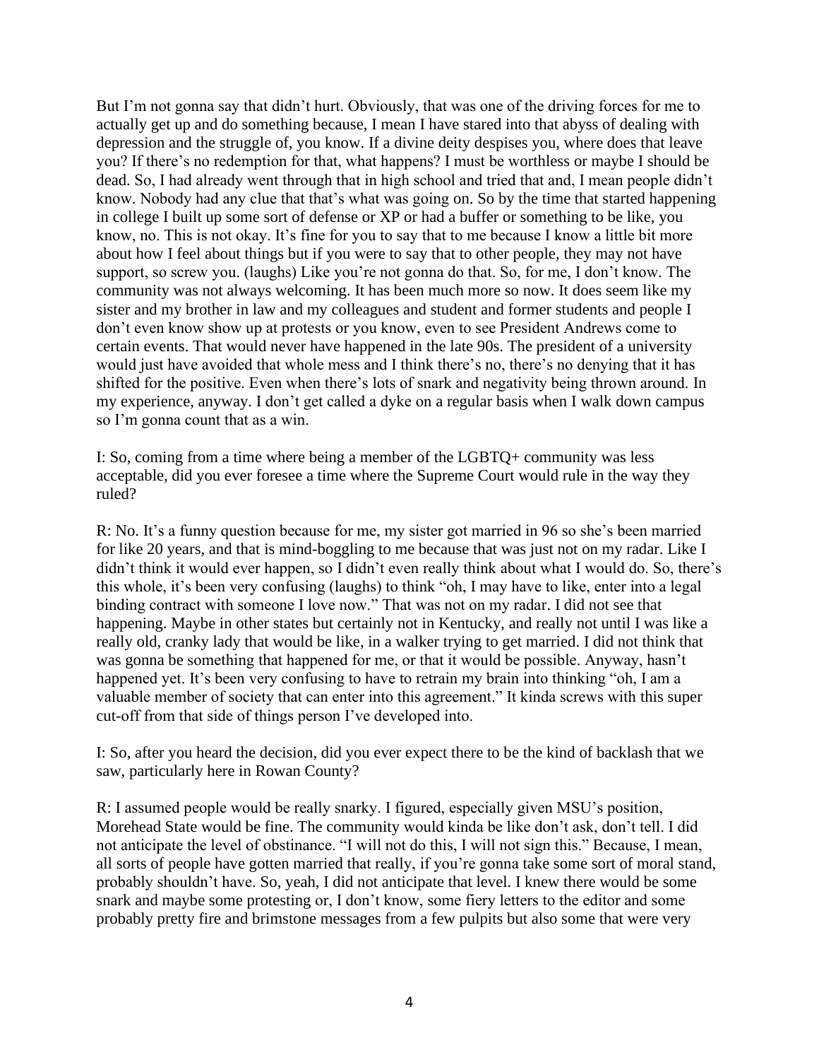But I'm not gonna say that didn't hurt. Obviously, that was one of the driving forces for me to actually get up and do something because, I mean I have stared into that abyss of dealing with depression and the struggle of, you know. If a divine deity despises you, where does that leave you? If there's no redemption for that, what happens? I must be worthless or maybe I should be dead. So, I had already went through that in high school and tried that and, I mean people didn't know. Nobody had any clue that that's what was going on. So by the time that started happening in college I built up some sort of defense or XP or had a buffer or something to be like, you know, no. This is not okay. It's fine for you to say that to me because I know a little bit more about how I feel about things but if you were to say that to other people, they may not have support, so screw you. (laughs) Like you're not gonna do that. So, for me, I don't know. The community was not always welcoming. It has been much more so now. It does seem like my sister and my brother in law and my colleagues and student and former students and people I don't even know show up at protests or you know, even to see President Andrews come to certain events. That would never have happened in the late 90s. The president of a university would just have avoided that whole mess and I think there's no, there's no denying that it has shifted for the positive. Even when there's lots of snark and negativity being thrown around. In my experience, anyway. I don't get called a dyke on a regular basis when I walk down campus so I'm gonna count that as a win.

I: So, coming from a time where being a member of the LGBTQ+ community was less acceptable, did you ever foresee a time where the Supreme Court would rule in the way they ruled?

R: No. It's a funny question because for me, my sister got married in 96 so she's been married for like 20 years, and that is mind-boggling to me because that was just not on my radar. Like I didn't think it would ever happen, so I didn't even really think about what I would do. So, there's this whole, it's been very confusing (laughs) to think "oh, I may have to like, enter into a legal binding contract with someone I love now." That was not on my radar. I did not see that happening. Maybe in other states but certainly not in Kentucky, and really not until I was like a really old, cranky lady that would be like, in a walker trying to get married. I did not think that was gonna be something that happened for me, or that it would be possible. Anyway, hasn't happened yet. It's been very confusing to have to retrain my brain into thinking "oh, I am a valuable member of society that can enter into this agreement." It kinda screws with this super cut-off from that side of things person I've developed into.

I: So, after you heard the decision, did you ever expect there to be the kind of backlash that we saw, particularly here in Rowan County?

R: I assumed people would be really snarky. I figured, especially given MSU's position, Morehead State would be fine. The community would kinda be like don't ask, don't tell. I did not anticipate the level of obstinance. "I will not do this, I will not sign this." Because, I mean, all sorts of people have gotten married that really, if you're gonna take some sort of moral stand, probably shouldn't have. So, yeah, I did not anticipate that level. I knew there would be some snark and maybe some protesting or, I don't know, some fiery letters to the editor and some probably pretty fire and brimstone messages from a few pulpits but also some that were very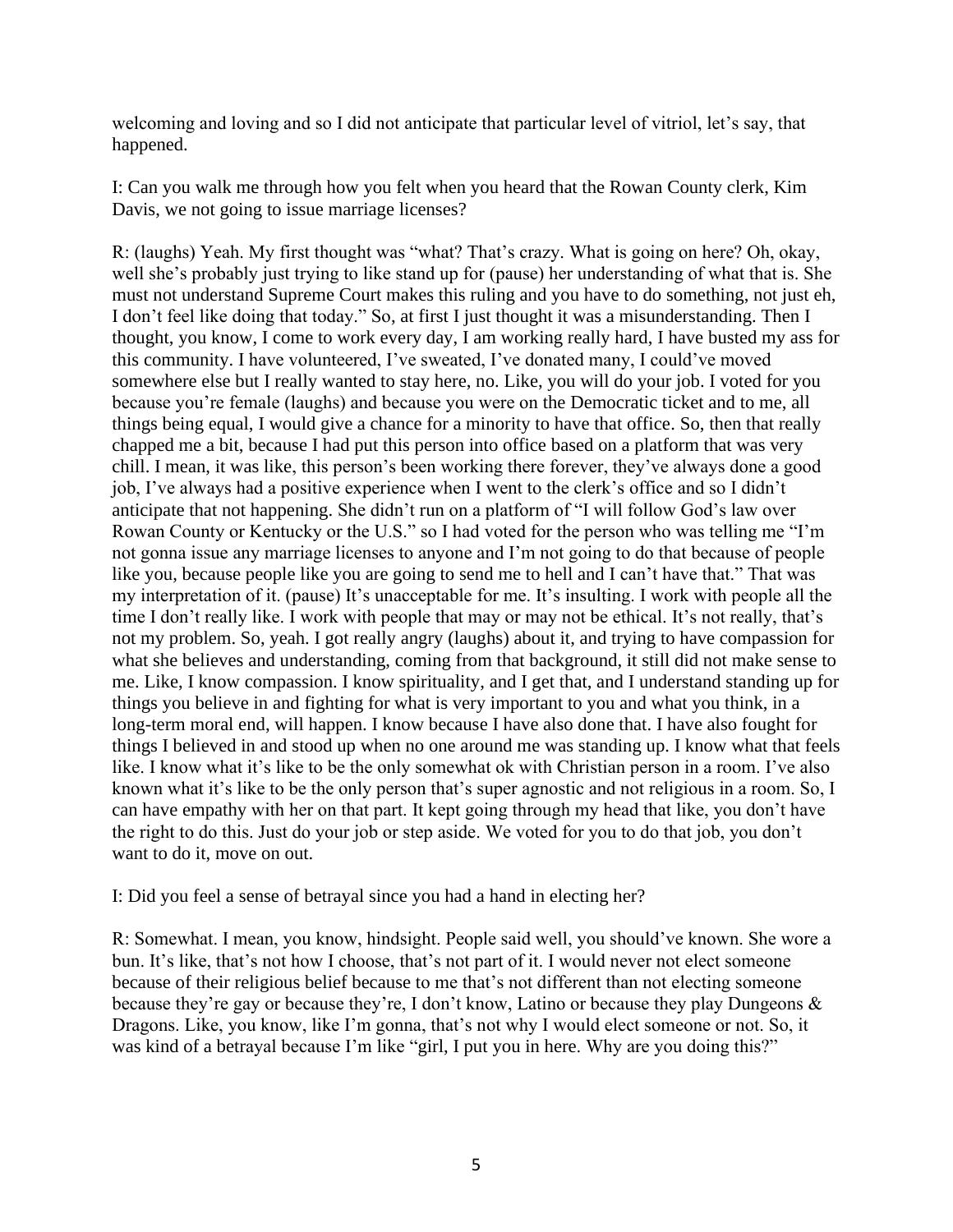welcoming and loving and so I did not anticipate that particular level of vitriol, let's say, that happened.

I: Can you walk me through how you felt when you heard that the Rowan County clerk, Kim Davis, we not going to issue marriage licenses?

R: (laughs) Yeah. My first thought was "what? That's crazy. What is going on here? Oh, okay, well she's probably just trying to like stand up for (pause) her understanding of what that is. She must not understand Supreme Court makes this ruling and you have to do something, not just eh, I don't feel like doing that today." So, at first I just thought it was a misunderstanding. Then I thought, you know, I come to work every day, I am working really hard, I have busted my ass for this community. I have volunteered, I've sweated, I've donated many, I could've moved somewhere else but I really wanted to stay here, no. Like, you will do your job. I voted for you because you're female (laughs) and because you were on the Democratic ticket and to me, all things being equal, I would give a chance for a minority to have that office. So, then that really chapped me a bit, because I had put this person into office based on a platform that was very chill. I mean, it was like, this person's been working there forever, they've always done a good job, I've always had a positive experience when I went to the clerk's office and so I didn't anticipate that not happening. She didn't run on a platform of "I will follow God's law over Rowan County or Kentucky or the U.S." so I had voted for the person who was telling me "I'm not gonna issue any marriage licenses to anyone and I'm not going to do that because of people like you, because people like you are going to send me to hell and I can't have that." That was my interpretation of it. (pause) It's unacceptable for me. It's insulting. I work with people all the time I don't really like. I work with people that may or may not be ethical. It's not really, that's not my problem. So, yeah. I got really angry (laughs) about it, and trying to have compassion for what she believes and understanding, coming from that background, it still did not make sense to me. Like, I know compassion. I know spirituality, and I get that, and I understand standing up for things you believe in and fighting for what is very important to you and what you think, in a long-term moral end, will happen. I know because I have also done that. I have also fought for things I believed in and stood up when no one around me was standing up. I know what that feels like. I know what it's like to be the only somewhat ok with Christian person in a room. I've also known what it's like to be the only person that's super agnostic and not religious in a room. So, I can have empathy with her on that part. It kept going through my head that like, you don't have the right to do this. Just do your job or step aside. We voted for you to do that job, you don't want to do it, move on out.

I: Did you feel a sense of betrayal since you had a hand in electing her?

R: Somewhat. I mean, you know, hindsight. People said well, you should've known. She wore a bun. It's like, that's not how I choose, that's not part of it. I would never not elect someone because of their religious belief because to me that's not different than not electing someone because they're gay or because they're, I don't know, Latino or because they play Dungeons & Dragons. Like, you know, like I'm gonna, that's not why I would elect someone or not. So, it was kind of a betrayal because I'm like "girl, I put you in here. Why are you doing this?"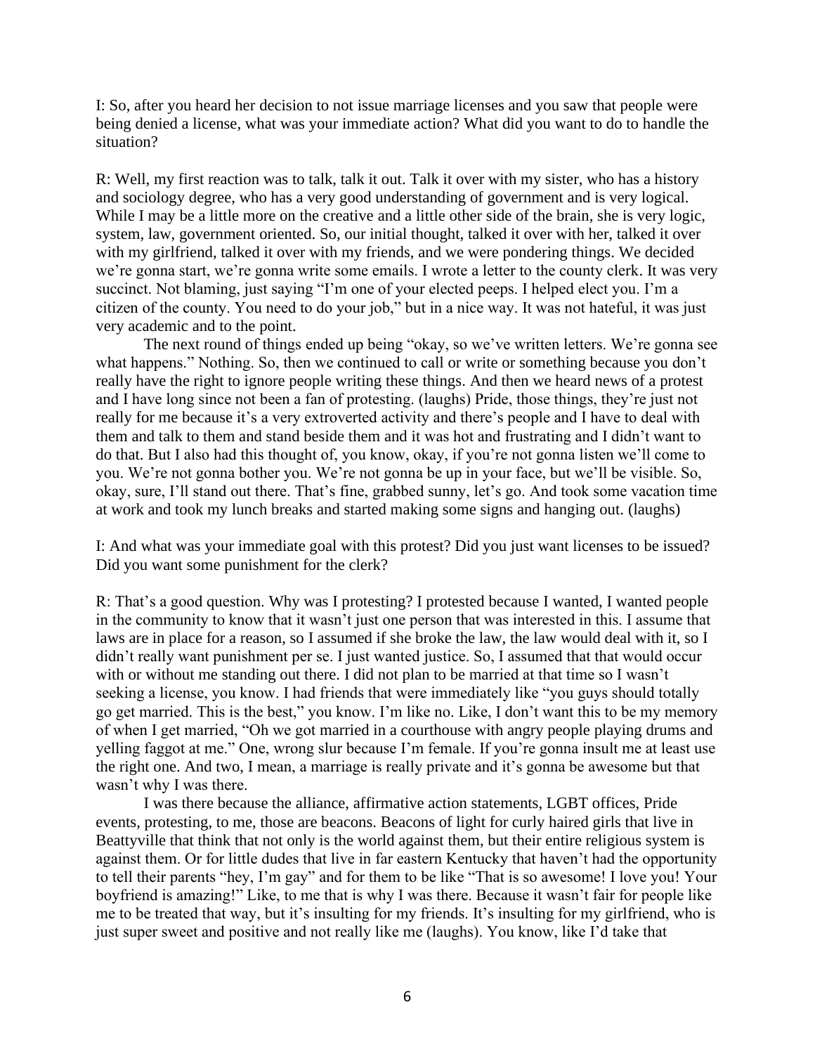I: So, after you heard her decision to not issue marriage licenses and you saw that people were being denied a license, what was your immediate action? What did you want to do to handle the situation?

R: Well, my first reaction was to talk, talk it out. Talk it over with my sister, who has a history and sociology degree, who has a very good understanding of government and is very logical. While I may be a little more on the creative and a little other side of the brain, she is very logic, system, law, government oriented. So, our initial thought, talked it over with her, talked it over with my girlfriend, talked it over with my friends, and we were pondering things. We decided we're gonna start, we're gonna write some emails. I wrote a letter to the county clerk. It was very succinct. Not blaming, just saying "I'm one of your elected peeps. I helped elect you. I'm a citizen of the county. You need to do your job," but in a nice way. It was not hateful, it was just very academic and to the point.

The next round of things ended up being "okay, so we've written letters. We're gonna see what happens." Nothing. So, then we continued to call or write or something because you don't really have the right to ignore people writing these things. And then we heard news of a protest and I have long since not been a fan of protesting. (laughs) Pride, those things, they're just not really for me because it's a very extroverted activity and there's people and I have to deal with them and talk to them and stand beside them and it was hot and frustrating and I didn't want to do that. But I also had this thought of, you know, okay, if you're not gonna listen we'll come to you. We're not gonna bother you. We're not gonna be up in your face, but we'll be visible. So, okay, sure, I'll stand out there. That's fine, grabbed sunny, let's go. And took some vacation time at work and took my lunch breaks and started making some signs and hanging out. (laughs)

I: And what was your immediate goal with this protest? Did you just want licenses to be issued? Did you want some punishment for the clerk?

R: That's a good question. Why was I protesting? I protested because I wanted, I wanted people in the community to know that it wasn't just one person that was interested in this. I assume that laws are in place for a reason, so I assumed if she broke the law, the law would deal with it, so I didn't really want punishment per se. I just wanted justice. So, I assumed that that would occur with or without me standing out there. I did not plan to be married at that time so I wasn't seeking a license, you know. I had friends that were immediately like "you guys should totally go get married. This is the best," you know. I'm like no. Like, I don't want this to be my memory of when I get married, "Oh we got married in a courthouse with angry people playing drums and yelling faggot at me." One, wrong slur because I'm female. If you're gonna insult me at least use the right one. And two, I mean, a marriage is really private and it's gonna be awesome but that wasn't why I was there.

I was there because the alliance, affirmative action statements, LGBT offices, Pride events, protesting, to me, those are beacons. Beacons of light for curly haired girls that live in Beattyville that think that not only is the world against them, but their entire religious system is against them. Or for little dudes that live in far eastern Kentucky that haven't had the opportunity to tell their parents "hey, I'm gay" and for them to be like "That is so awesome! I love you! Your boyfriend is amazing!" Like, to me that is why I was there. Because it wasn't fair for people like me to be treated that way, but it's insulting for my friends. It's insulting for my girlfriend, who is just super sweet and positive and not really like me (laughs). You know, like I'd take that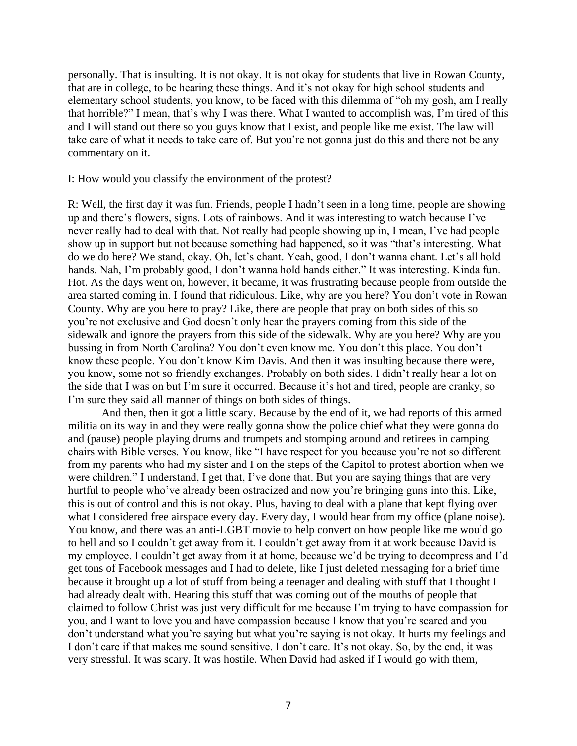personally. That is insulting. It is not okay. It is not okay for students that live in Rowan County, that are in college, to be hearing these things. And it's not okay for high school students and elementary school students, you know, to be faced with this dilemma of "oh my gosh, am I really that horrible?" I mean, that's why I was there. What I wanted to accomplish was, I'm tired of this and I will stand out there so you guys know that I exist, and people like me exist. The law will take care of what it needs to take care of. But you're not gonna just do this and there not be any commentary on it.

I: How would you classify the environment of the protest?

R: Well, the first day it was fun. Friends, people I hadn't seen in a long time, people are showing up and there's flowers, signs. Lots of rainbows. And it was interesting to watch because I've never really had to deal with that. Not really had people showing up in, I mean, I've had people show up in support but not because something had happened, so it was "that's interesting. What do we do here? We stand, okay. Oh, let's chant. Yeah, good, I don't wanna chant. Let's all hold hands. Nah, I'm probably good, I don't wanna hold hands either." It was interesting. Kinda fun. Hot. As the days went on, however, it became, it was frustrating because people from outside the area started coming in. I found that ridiculous. Like, why are you here? You don't vote in Rowan County. Why are you here to pray? Like, there are people that pray on both sides of this so you're not exclusive and God doesn't only hear the prayers coming from this side of the sidewalk and ignore the prayers from this side of the sidewalk. Why are you here? Why are you bussing in from North Carolina? You don't even know me. You don't this place. You don't know these people. You don't know Kim Davis. And then it was insulting because there were, you know, some not so friendly exchanges. Probably on both sides. I didn't really hear a lot on the side that I was on but I'm sure it occurred. Because it's hot and tired, people are cranky, so I'm sure they said all manner of things on both sides of things.

And then, then it got a little scary. Because by the end of it, we had reports of this armed militia on its way in and they were really gonna show the police chief what they were gonna do and (pause) people playing drums and trumpets and stomping around and retirees in camping chairs with Bible verses. You know, like "I have respect for you because you're not so different from my parents who had my sister and I on the steps of the Capitol to protest abortion when we were children." I understand, I get that, I've done that. But you are saying things that are very hurtful to people who've already been ostracized and now you're bringing guns into this. Like, this is out of control and this is not okay. Plus, having to deal with a plane that kept flying over what I considered free airspace every day. Every day, I would hear from my office (plane noise). You know, and there was an anti-LGBT movie to help convert on how people like me would go to hell and so I couldn't get away from it. I couldn't get away from it at work because David is my employee. I couldn't get away from it at home, because we'd be trying to decompress and I'd get tons of Facebook messages and I had to delete, like I just deleted messaging for a brief time because it brought up a lot of stuff from being a teenager and dealing with stuff that I thought I had already dealt with. Hearing this stuff that was coming out of the mouths of people that claimed to follow Christ was just very difficult for me because I'm trying to have compassion for you, and I want to love you and have compassion because I know that you're scared and you don't understand what you're saying but what you're saying is not okay. It hurts my feelings and I don't care if that makes me sound sensitive. I don't care. It's not okay. So, by the end, it was very stressful. It was scary. It was hostile. When David had asked if I would go with them,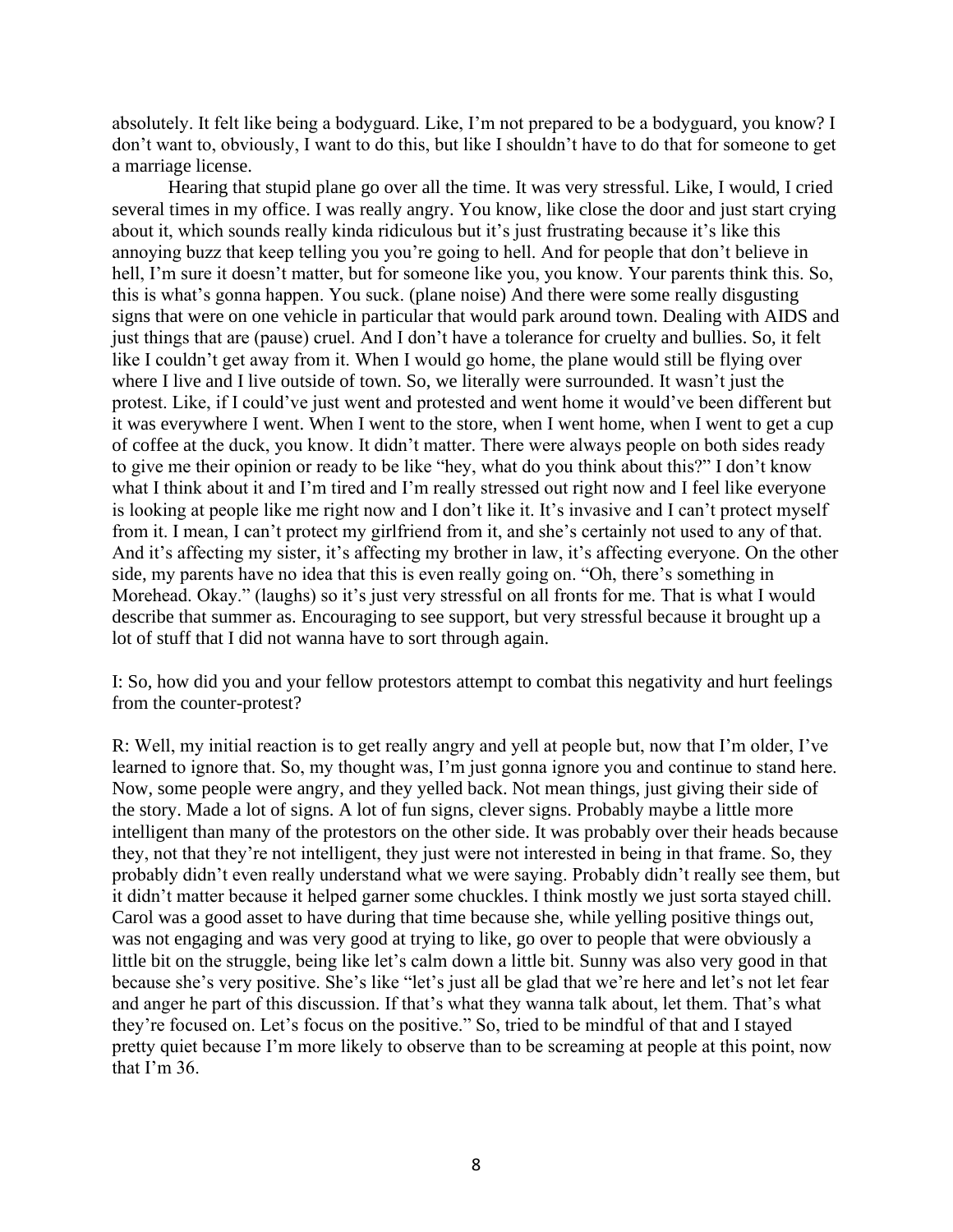absolutely. It felt like being a bodyguard. Like, I'm not prepared to be a bodyguard, you know? I don't want to, obviously, I want to do this, but like I shouldn't have to do that for someone to get a marriage license.

Hearing that stupid plane go over all the time. It was very stressful. Like, I would, I cried several times in my office. I was really angry. You know, like close the door and just start crying about it, which sounds really kinda ridiculous but it's just frustrating because it's like this annoying buzz that keep telling you you're going to hell. And for people that don't believe in hell, I'm sure it doesn't matter, but for someone like you, you know. Your parents think this. So, this is what's gonna happen. You suck. (plane noise) And there were some really disgusting signs that were on one vehicle in particular that would park around town. Dealing with AIDS and just things that are (pause) cruel. And I don't have a tolerance for cruelty and bullies. So, it felt like I couldn't get away from it. When I would go home, the plane would still be flying over where I live and I live outside of town. So, we literally were surrounded. It wasn't just the protest. Like, if I could've just went and protested and went home it would've been different but it was everywhere I went. When I went to the store, when I went home, when I went to get a cup of coffee at the duck, you know. It didn't matter. There were always people on both sides ready to give me their opinion or ready to be like "hey, what do you think about this?" I don't know what I think about it and I'm tired and I'm really stressed out right now and I feel like everyone is looking at people like me right now and I don't like it. It's invasive and I can't protect myself from it. I mean, I can't protect my girlfriend from it, and she's certainly not used to any of that. And it's affecting my sister, it's affecting my brother in law, it's affecting everyone. On the other side, my parents have no idea that this is even really going on. "Oh, there's something in Morehead. Okay." (laughs) so it's just very stressful on all fronts for me. That is what I would describe that summer as. Encouraging to see support, but very stressful because it brought up a lot of stuff that I did not wanna have to sort through again.

I: So, how did you and your fellow protestors attempt to combat this negativity and hurt feelings from the counter-protest?

R: Well, my initial reaction is to get really angry and yell at people but, now that I'm older, I've learned to ignore that. So, my thought was, I'm just gonna ignore you and continue to stand here. Now, some people were angry, and they yelled back. Not mean things, just giving their side of the story. Made a lot of signs. A lot of fun signs, clever signs. Probably maybe a little more intelligent than many of the protestors on the other side. It was probably over their heads because they, not that they're not intelligent, they just were not interested in being in that frame. So, they probably didn't even really understand what we were saying. Probably didn't really see them, but it didn't matter because it helped garner some chuckles. I think mostly we just sorta stayed chill. Carol was a good asset to have during that time because she, while yelling positive things out, was not engaging and was very good at trying to like, go over to people that were obviously a little bit on the struggle, being like let's calm down a little bit. Sunny was also very good in that because she's very positive. She's like "let's just all be glad that we're here and let's not let fear and anger he part of this discussion. If that's what they wanna talk about, let them. That's what they're focused on. Let's focus on the positive." So, tried to be mindful of that and I stayed pretty quiet because I'm more likely to observe than to be screaming at people at this point, now that I'm 36.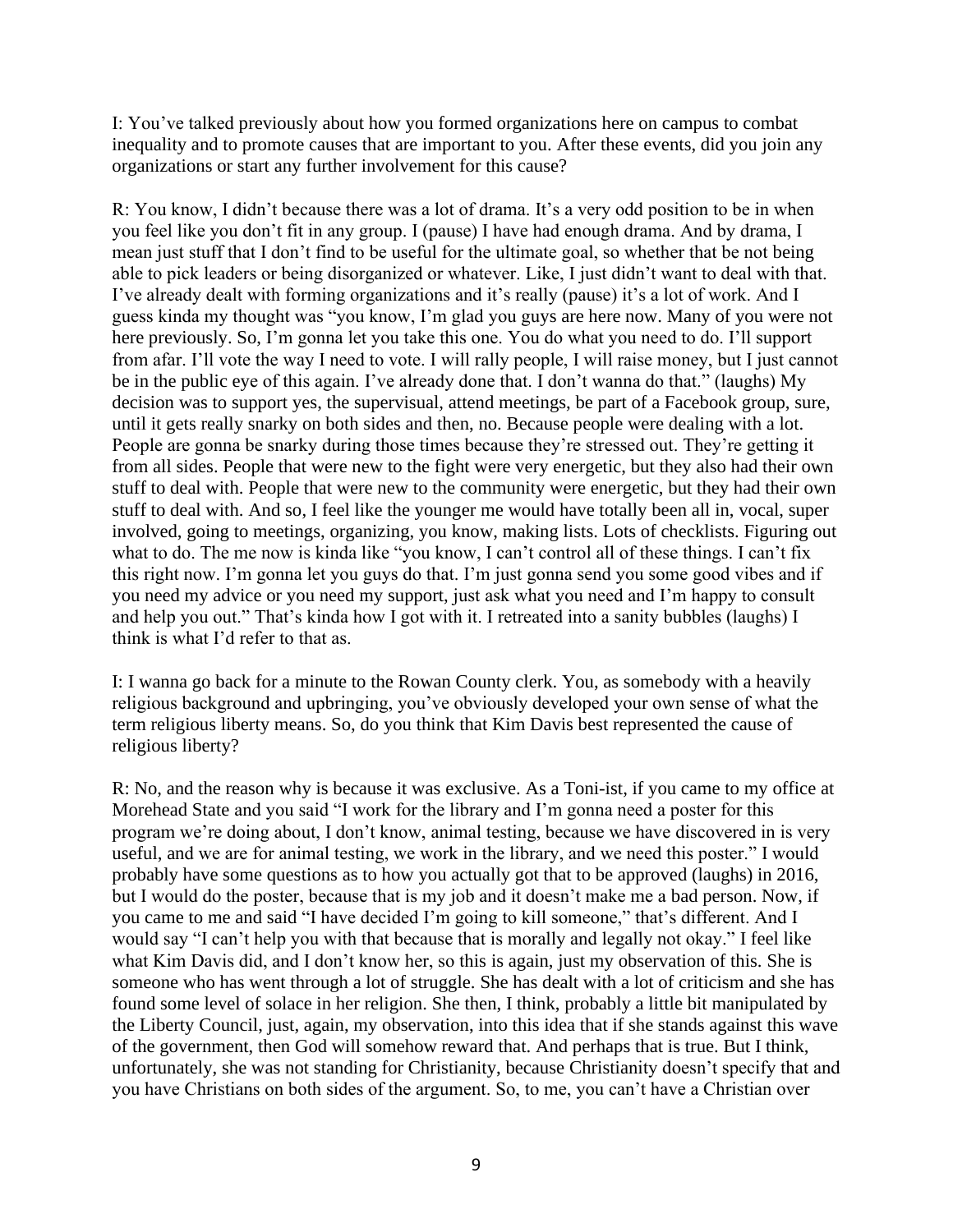I: You've talked previously about how you formed organizations here on campus to combat inequality and to promote causes that are important to you. After these events, did you join any organizations or start any further involvement for this cause?

R: You know, I didn't because there was a lot of drama. It's a very odd position to be in when you feel like you don't fit in any group. I (pause) I have had enough drama. And by drama, I mean just stuff that I don't find to be useful for the ultimate goal, so whether that be not being able to pick leaders or being disorganized or whatever. Like, I just didn't want to deal with that. I've already dealt with forming organizations and it's really (pause) it's a lot of work. And I guess kinda my thought was "you know, I'm glad you guys are here now. Many of you were not here previously. So, I'm gonna let you take this one. You do what you need to do. I'll support from afar. I'll vote the way I need to vote. I will rally people, I will raise money, but I just cannot be in the public eye of this again. I've already done that. I don't wanna do that." (laughs) My decision was to support yes, the supervisual, attend meetings, be part of a Facebook group, sure, until it gets really snarky on both sides and then, no. Because people were dealing with a lot. People are gonna be snarky during those times because they're stressed out. They're getting it from all sides. People that were new to the fight were very energetic, but they also had their own stuff to deal with. People that were new to the community were energetic, but they had their own stuff to deal with. And so, I feel like the younger me would have totally been all in, vocal, super involved, going to meetings, organizing, you know, making lists. Lots of checklists. Figuring out what to do. The me now is kinda like "you know, I can't control all of these things. I can't fix this right now. I'm gonna let you guys do that. I'm just gonna send you some good vibes and if you need my advice or you need my support, just ask what you need and I'm happy to consult and help you out." That's kinda how I got with it. I retreated into a sanity bubbles (laughs) I think is what I'd refer to that as.

I: I wanna go back for a minute to the Rowan County clerk. You, as somebody with a heavily religious background and upbringing, you've obviously developed your own sense of what the term religious liberty means. So, do you think that Kim Davis best represented the cause of religious liberty?

R: No, and the reason why is because it was exclusive. As a Toni-ist, if you came to my office at Morehead State and you said "I work for the library and I'm gonna need a poster for this program we're doing about, I don't know, animal testing, because we have discovered in is very useful, and we are for animal testing, we work in the library, and we need this poster." I would probably have some questions as to how you actually got that to be approved (laughs) in 2016, but I would do the poster, because that is my job and it doesn't make me a bad person. Now, if you came to me and said "I have decided I'm going to kill someone," that's different. And I would say "I can't help you with that because that is morally and legally not okay." I feel like what Kim Davis did, and I don't know her, so this is again, just my observation of this. She is someone who has went through a lot of struggle. She has dealt with a lot of criticism and she has found some level of solace in her religion. She then, I think, probably a little bit manipulated by the Liberty Council, just, again, my observation, into this idea that if she stands against this wave of the government, then God will somehow reward that. And perhaps that is true. But I think, unfortunately, she was not standing for Christianity, because Christianity doesn't specify that and you have Christians on both sides of the argument. So, to me, you can't have a Christian over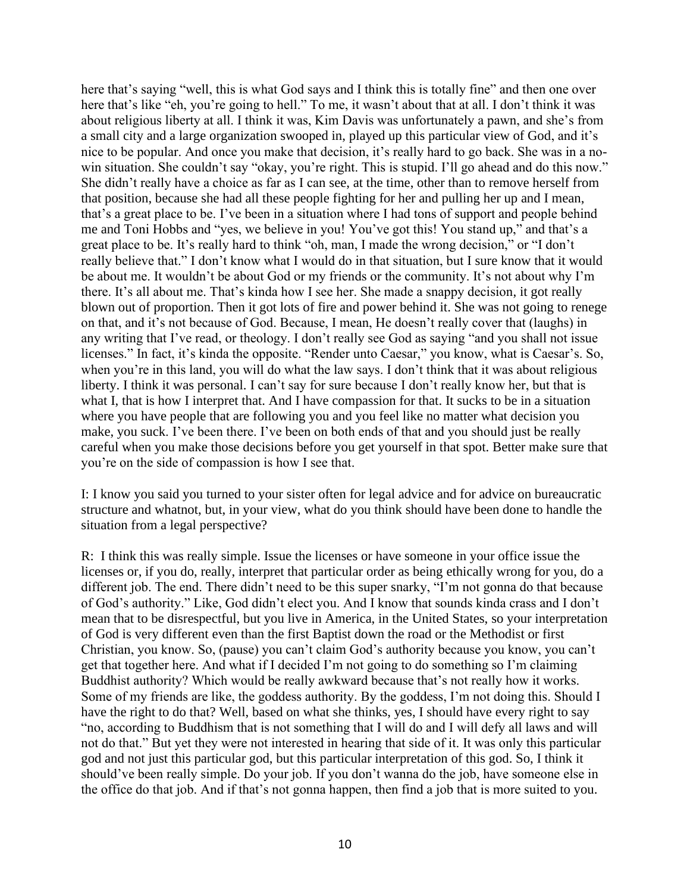here that's saying "well, this is what God says and I think this is totally fine" and then one over here that's like "eh, you're going to hell." To me, it wasn't about that at all. I don't think it was about religious liberty at all. I think it was, Kim Davis was unfortunately a pawn, and she's from a small city and a large organization swooped in, played up this particular view of God, and it's nice to be popular. And once you make that decision, it's really hard to go back. She was in a no-win situation. She couldn't say "okay, you're right. This is stupid. I'll go ahead and do this now." She didn't really have a choice as far as I can see, at the time, other than to remove herself from that position, because she had all these people fighting for her and pulling her up and I mean, that's a great place to be. I've been in a situation where I had tons of support and people behind me and Toni Hobbs and "yes, we believe in you! You've got this! You stand up," and that's a great place to be. It's really hard to think "oh, man, I made the wrong decision," or "I don't really believe that." I don't know what I would do in that situation, but I sure know that it would be about me. It wouldn't be about God or my friends or the community. It's not about why I'm there. It's all about me. That's kinda how I see her. She made a snappy decision, it got really blown out of proportion. Then it got lots of fire and power behind it. She was not going to renege on that, and it's not because of God. Because, I mean, He doesn't really cover that (laughs) in any writing that I've read, or theology. I don't really see God as saying "and you shall not issue licenses." In fact, it's kinda the opposite. "Render unto Caesar," you know, what is Caesar's. So, when you're in this land, you will do what the law says. I don't think that it was about religious liberty. I think it was personal. I can't say for sure because I don't really know her, but that is what I, that is how I interpret that. And I have compassion for that. It sucks to be in a situation where you have people that are following you and you feel like no matter what decision you make, you suck. I've been there. I've been on both ends of that and you should just be really careful when you make those decisions before you get yourself in that spot. Better make sure that you're on the side of compassion is how I see that.

I: I know you said you turned to your sister often for legal advice and for advice on bureaucratic structure and whatnot, but, in your view, what do you think should have been done to handle the situation from a legal perspective?

R: I think this was really simple. Issue the licenses or have someone in your office issue the licenses or, if you do, really, interpret that particular order as being ethically wrong for you, do a different job. The end. There didn't need to be this super snarky, "I'm not gonna do that because of God's authority." Like, God didn't elect you. And I know that sounds kinda crass and I don't mean that to be disrespectful, but you live in America, in the United States, so your interpretation of God is very different even than the first Baptist down the road or the Methodist or first Christian, you know. So, (pause) you can't claim God's authority because you know, you can't get that together here. And what if I decided I'm not going to do something so I'm claiming Buddhist authority? Which would be really awkward because that's not really how it works. Some of my friends are like, the goddess authority. By the goddess, I'm not doing this. Should I have the right to do that? Well, based on what she thinks, yes, I should have every right to say "no, according to Buddhism that is not something that I will do and I will defy all laws and will not do that." But yet they were not interested in hearing that side of it. It was only this particular god and not just this particular god, but this particular interpretation of this god. So, I think it should've been really simple. Do your job. If you don't wanna do the job, have someone else in the office do that job. And if that's not gonna happen, then find a job that is more suited to you.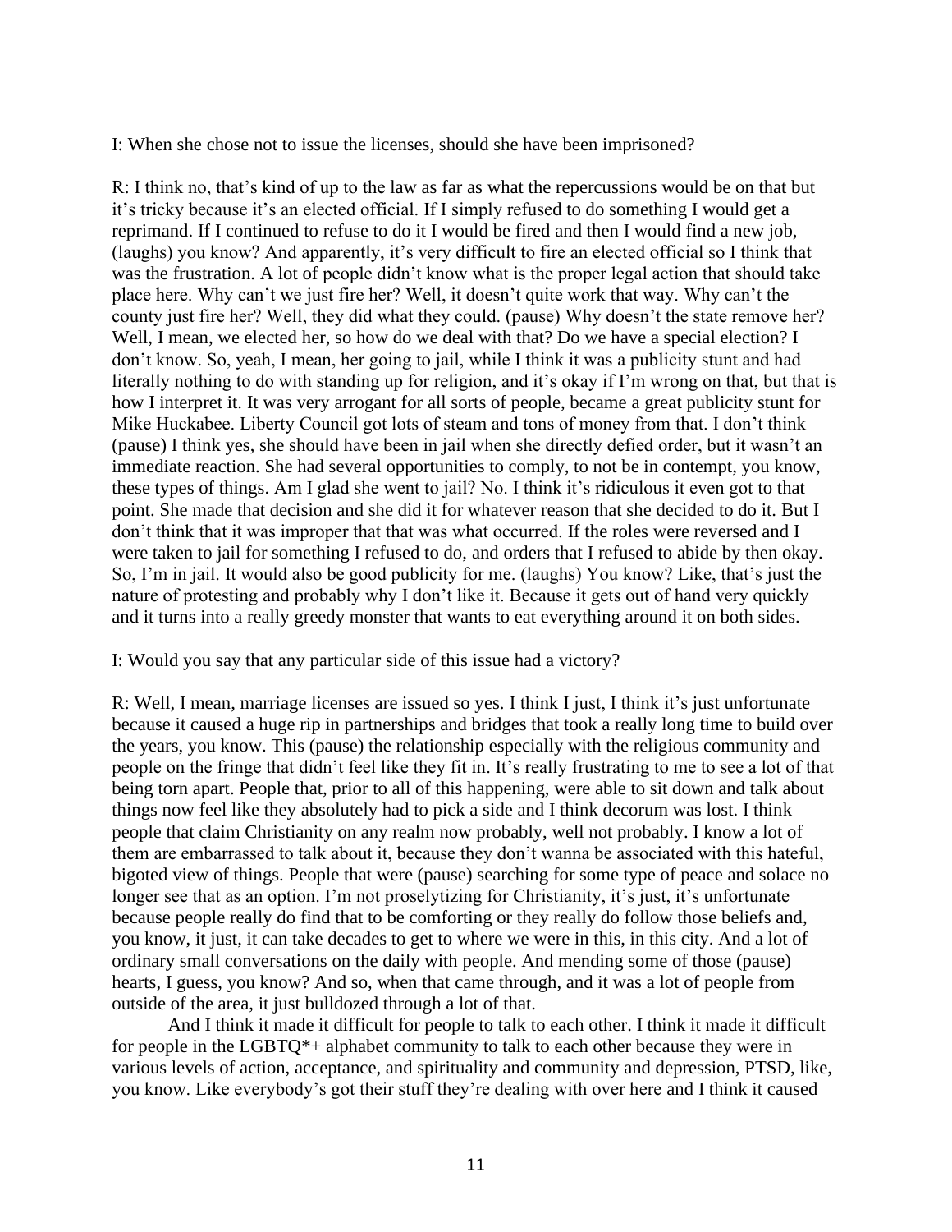I: When she chose not to issue the licenses, should she have been imprisoned?

R: I think no, that's kind of up to the law as far as what the repercussions would be on that but it's tricky because it's an elected official. If I simply refused to do something I would get a reprimand. If I continued to refuse to do it I would be fired and then I would find a new job, (laughs) you know? And apparently, it's very difficult to fire an elected official so I think that was the frustration. A lot of people didn't know what is the proper legal action that should take place here. Why can't we just fire her? Well, it doesn't quite work that way. Why can't the county just fire her? Well, they did what they could. (pause) Why doesn't the state remove her? Well, I mean, we elected her, so how do we deal with that? Do we have a special election? I don't know. So, yeah, I mean, her going to jail, while I think it was a publicity stunt and had literally nothing to do with standing up for religion, and it's okay if I'm wrong on that, but that is how I interpret it. It was very arrogant for all sorts of people, became a great publicity stunt for Mike Huckabee. Liberty Council got lots of steam and tons of money from that. I don't think (pause) I think yes, she should have been in jail when she directly defied order, but it wasn't an immediate reaction. She had several opportunities to comply, to not be in contempt, you know, these types of things. Am I glad she went to jail? No. I think it's ridiculous it even got to that point. She made that decision and she did it for whatever reason that she decided to do it. But I don't think that it was improper that that was what occurred. If the roles were reversed and I were taken to jail for something I refused to do, and orders that I refused to abide by then okay. So, I'm in jail. It would also be good publicity for me. (laughs) You know? Like, that's just the nature of protesting and probably why I don't like it. Because it gets out of hand very quickly and it turns into a really greedy monster that wants to eat everything around it on both sides.

I: Would you say that any particular side of this issue had a victory?

R: Well, I mean, marriage licenses are issued so yes. I think I just, I think it's just unfortunate because it caused a huge rip in partnerships and bridges that took a really long time to build over the years, you know. This (pause) the relationship especially with the religious community and people on the fringe that didn't feel like they fit in. It's really frustrating to me to see a lot of that being torn apart. People that, prior to all of this happening, were able to sit down and talk about things now feel like they absolutely had to pick a side and I think decorum was lost. I think people that claim Christianity on any realm now probably, well not probably. I know a lot of them are embarrassed to talk about it, because they don't wanna be associated with this hateful, bigoted view of things. People that were (pause) searching for some type of peace and solace no longer see that as an option. I'm not proselytizing for Christianity, it's just, it's unfortunate because people really do find that to be comforting or they really do follow those beliefs and, you know, it just, it can take decades to get to where we were in this, in this city. And a lot of ordinary small conversations on the daily with people. And mending some of those (pause) hearts, I guess, you know? And so, when that came through, and it was a lot of people from outside of the area, it just bulldozed through a lot of that.

And I think it made it difficult for people to talk to each other. I think it made it difficult for people in the LGBTQ*+ alphabet community to talk to each other because they were in various levels of action, acceptance, and spirituality and community and depression, PTSD, like, you know. Like everybody's got their stuff they're dealing with over here and I think it caused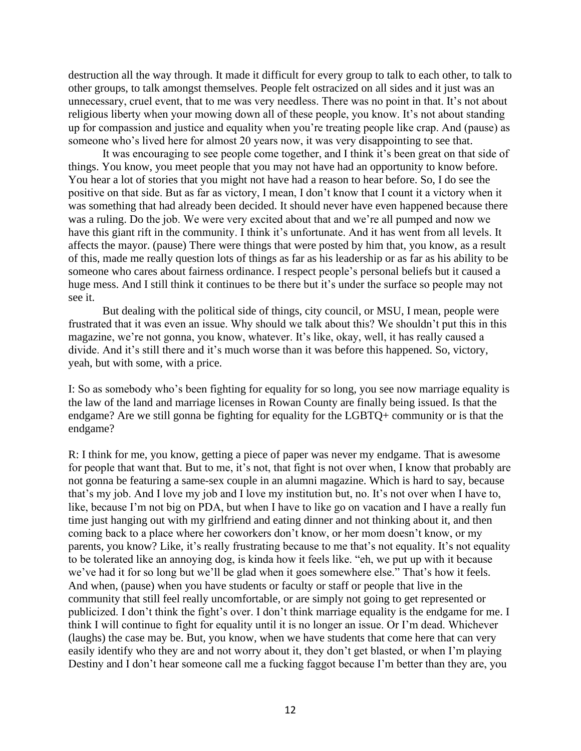destruction all the way through. It made it difficult for every group to talk to each other, to talk to other groups, to talk amongst themselves. People felt ostracized on all sides and it just was an unnecessary, cruel event, that to me was very needless. There was no point in that. It's not about religious liberty when your mowing down all of these people, you know. It's not about standing up for compassion and justice and equality when you're treating people like crap. And (pause) as someone who's lived here for almost 20 years now, it was very disappointing to see that.

It was encouraging to see people come together, and I think it's been great on that side of things. You know, you meet people that you may not have had an opportunity to know before. You hear a lot of stories that you might not have had a reason to hear before. So, I do see the positive on that side. But as far as victory, I mean, I don't know that I count it a victory when it was something that had already been decided. It should never have even happened because there was a ruling. Do the job. We were very excited about that and we're all pumped and now we have this giant rift in the community. I think it's unfortunate. And it has went from all levels. It affects the mayor. (pause) There were things that were posted by him that, you know, as a result of this, made me really question lots of things as far as his leadership or as far as his ability to be someone who cares about fairness ordinance. I respect people's personal beliefs but it caused a huge mess. And I still think it continues to be there but it's under the surface so people may not see it.

But dealing with the political side of things, city council, or MSU, I mean, people were frustrated that it was even an issue. Why should we talk about this? We shouldn't put this in this magazine, we're not gonna, you know, whatever. It's like, okay, well, it has really caused a divide. And it's still there and it's much worse than it was before this happened. So, victory, yeah, but with some, with a price.

I: So as somebody who's been fighting for equality for so long, you see now marriage equality is the law of the land and marriage licenses in Rowan County are finally being issued. Is that the endgame? Are we still gonna be fighting for equality for the LGBTQ+ community or is that the endgame?

R: I think for me, you know, getting a piece of paper was never my endgame. That is awesome for people that want that. But to me, it's not, that fight is not over when, I know that probably are not gonna be featuring a same-sex couple in an alumni magazine. Which is hard to say, because that's my job. And I love my job and I love my institution but, no. It's not over when I have to, like, because I'm not big on PDA, but when I have to like go on vacation and I have a really fun time just hanging out with my girlfriend and eating dinner and not thinking about it, and then coming back to a place where her coworkers don't know, or her mom doesn't know, or my parents, you know? Like, it's really frustrating because to me that's not equality. It's not equality to be tolerated like an annoying dog, is kinda how it feels like. "eh, we put up with it because we've had it for so long but we'll be glad when it goes somewhere else." That's how it feels. And when, (pause) when you have students or faculty or staff or people that live in the community that still feel really uncomfortable, or are simply not going to get represented or publicized. I don't think the fight's over. I don't think marriage equality is the endgame for me. I think I will continue to fight for equality until it is no longer an issue. Or I'm dead. Whichever (laughs) the case may be. But, you know, when we have students that come here that can very easily identify who they are and not worry about it, they don't get blasted, or when I'm playing Destiny and I don't hear someone call me a fucking faggot because I'm better than they are, you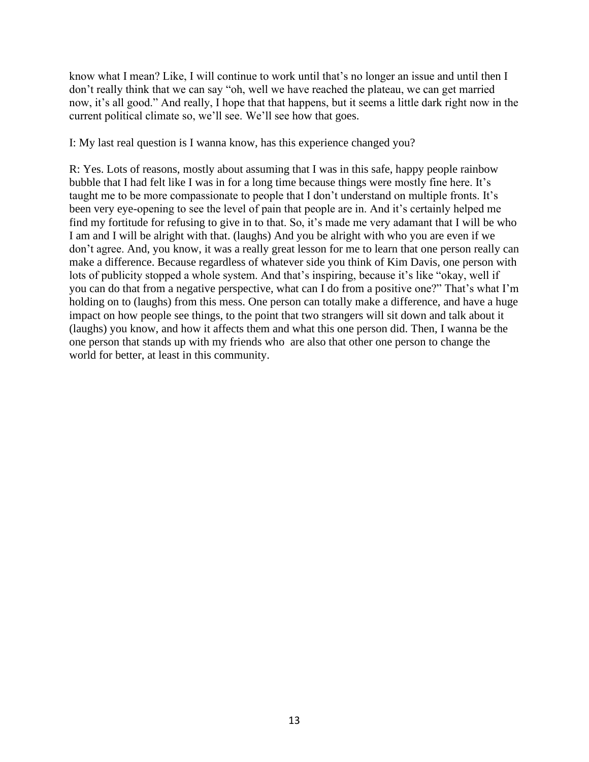know what I mean? Like, I will continue to work until that's no longer an issue and until then I don't really think that we can say "oh, well we have reached the plateau, we can get married now, it's all good." And really, I hope that that happens, but it seems a little dark right now in the current political climate so, we'll see. We'll see how that goes.

I: My last real question is I wanna know, has this experience changed you?

R: Yes. Lots of reasons, mostly about assuming that I was in this safe, happy people rainbow bubble that I had felt like I was in for a long time because things were mostly fine here. It's taught me to be more compassionate to people that I don't understand on multiple fronts. It's been very eye-opening to see the level of pain that people are in. And it's certainly helped me find my fortitude for refusing to give in to that. So, it's made me very adamant that I will be who I am and I will be alright with that. (laughs) And you be alright with who you are even if we don't agree. And, you know, it was a really great lesson for me to learn that one person really can make a difference. Because regardless of whatever side you think of Kim Davis, one person with lots of publicity stopped a whole system. And that's inspiring, because it's like "okay, well if you can do that from a negative perspective, what can I do from a positive one?" That's what I'm holding on to (laughs) from this mess. One person can totally make a difference, and have a huge impact on how people see things, to the point that two strangers will sit down and talk about it (laughs) you know, and how it affects them and what this one person did. Then, I wanna be the one person that stands up with my friends who are also that other one person to change the world for better, at least in this community.